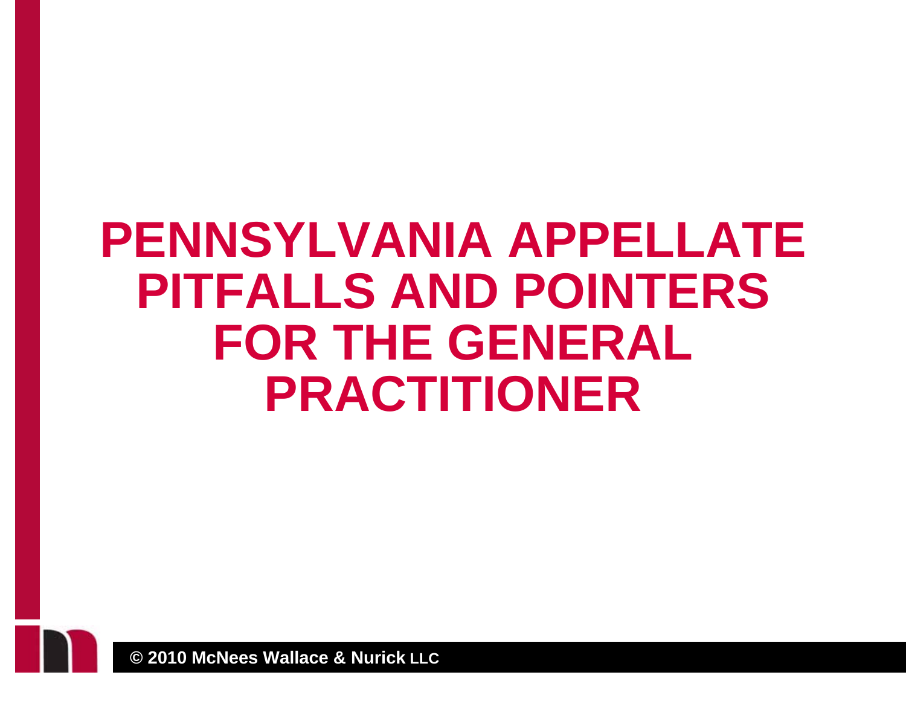# PENNSYLVANIA APPELLATE PITFALLS AND POINTERS FOR THE GENERAL PRACTITIONER

© 2010 McNees Wallace & Nurick LLC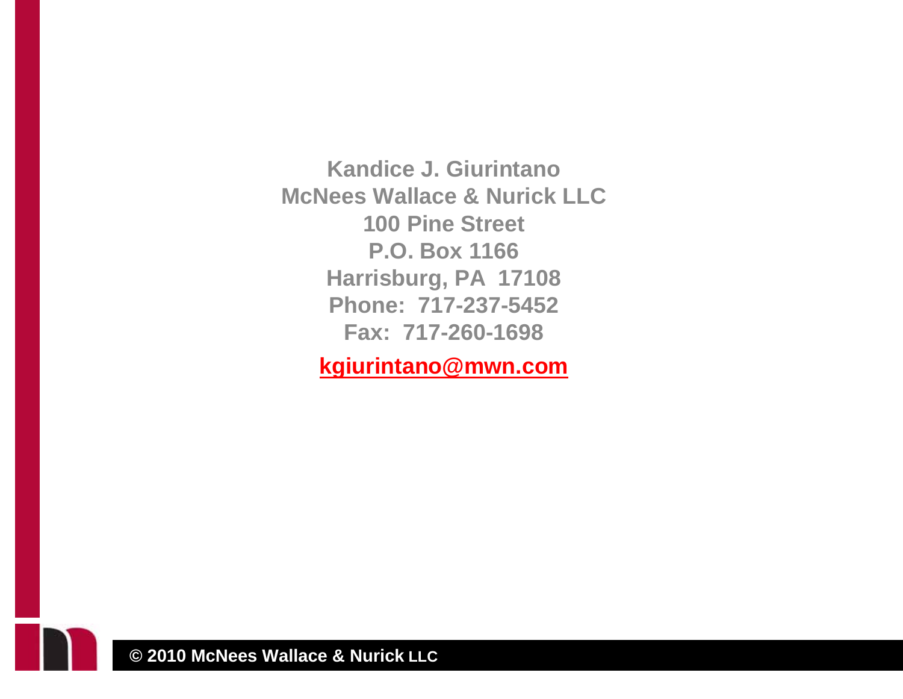**Kandice J. Giurintano**
**McNees Wallace & Nurick LLC**
**100 Pine Street**
**P.O. Box 1166**
**Harrisburg, PA 17108**
**Phone: 717-237-5452**
**Fax: 717-260-1698**

**kgiurintano@mwn.com**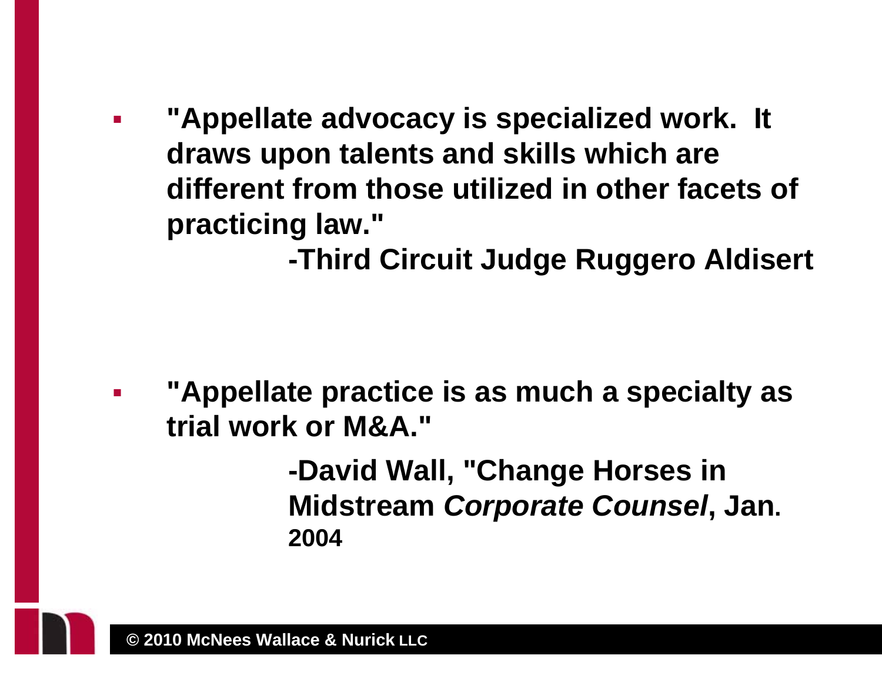- **"Appellate advocacy is specialized work. It draws upon talents and skills which are different from those utilized in other facets of practicing law."**

  **-Third Circuit Judge Ruggero Aldisert**

- **"Appellate practice is as much a specialty as trial work or M&A."**

  **-David Wall, "Change Horses in Midstream *Corporate Counsel*, Jan. 2004**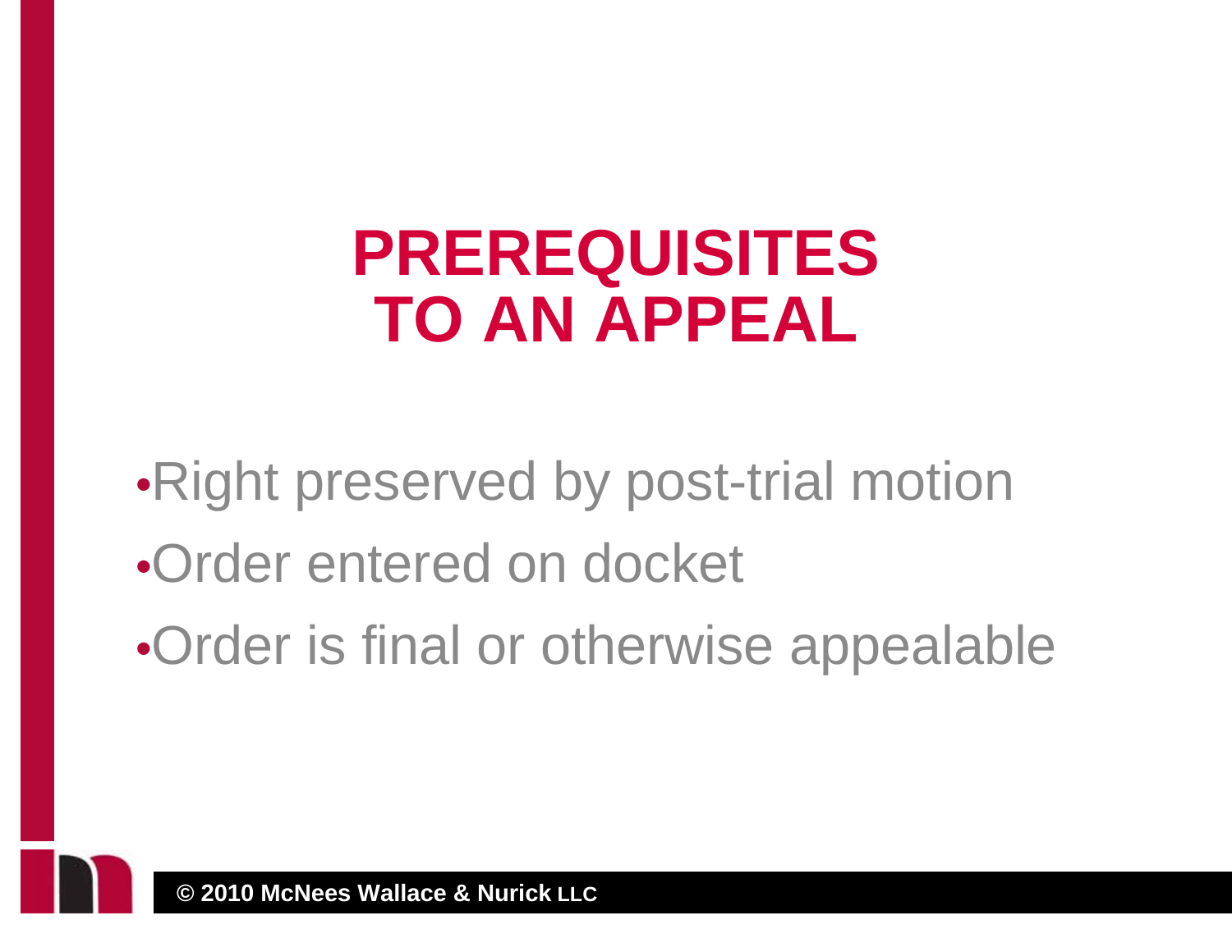# PREREQUISITES TO AN APPEAL

- Right preserved by post-trial motion
- Order entered on docket
- Order is final or otherwise appealable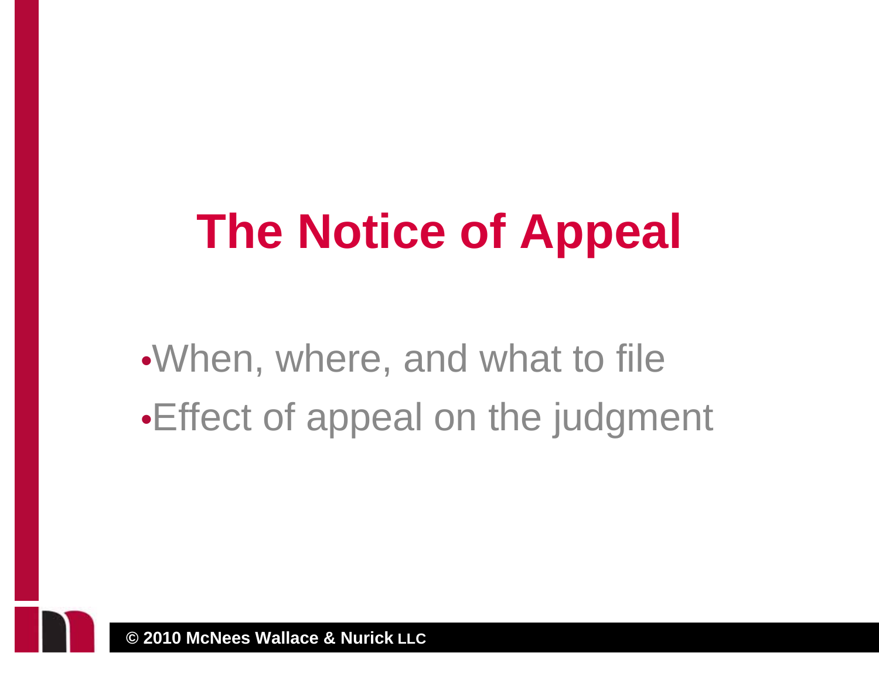# The Notice of Appeal

- When, where, and what to file
- Effect of appeal on the judgment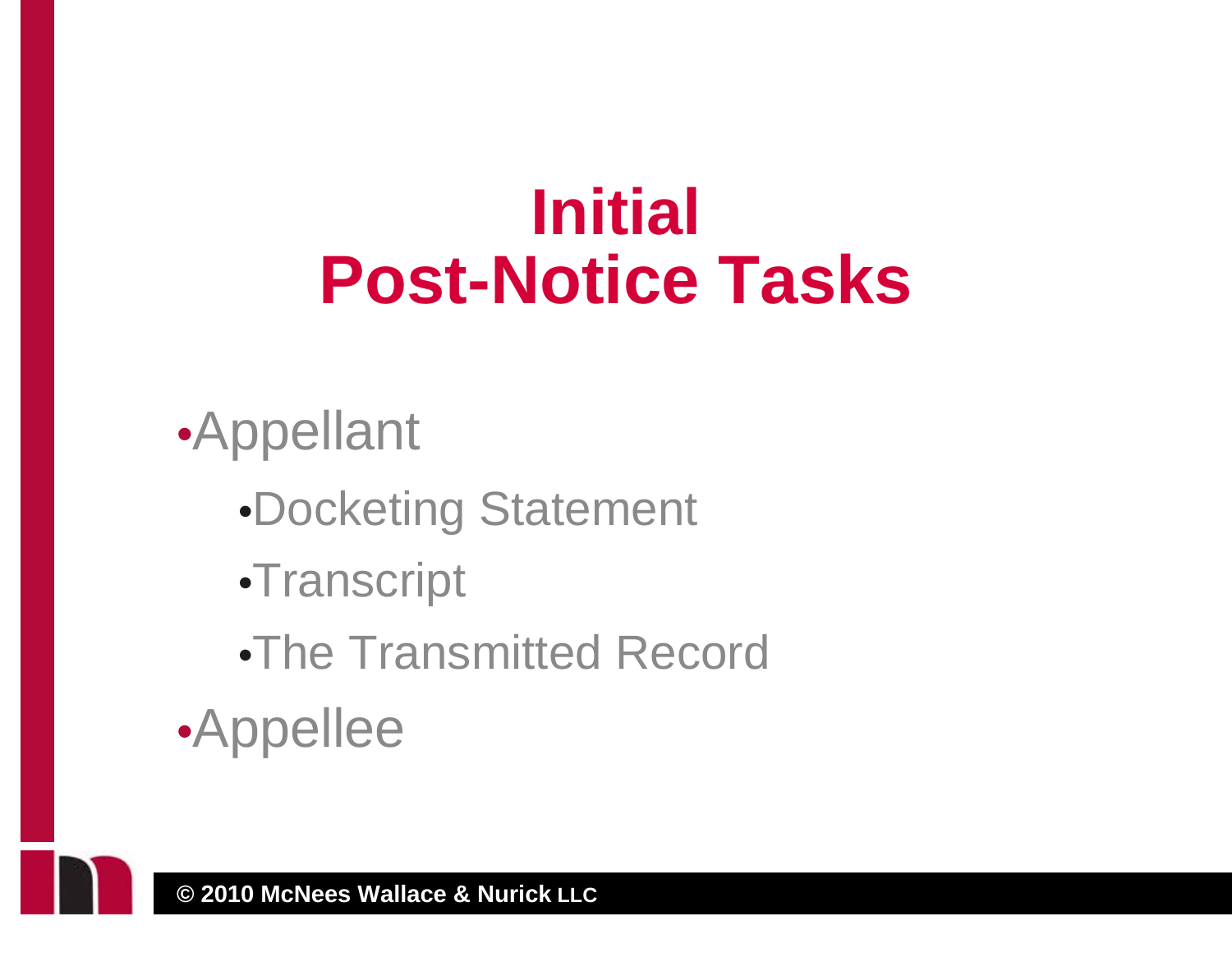# Initial Post-Notice Tasks

- Appellant
  - Docketing Statement
  - Transcript
  - The Transmitted Record
- Appellee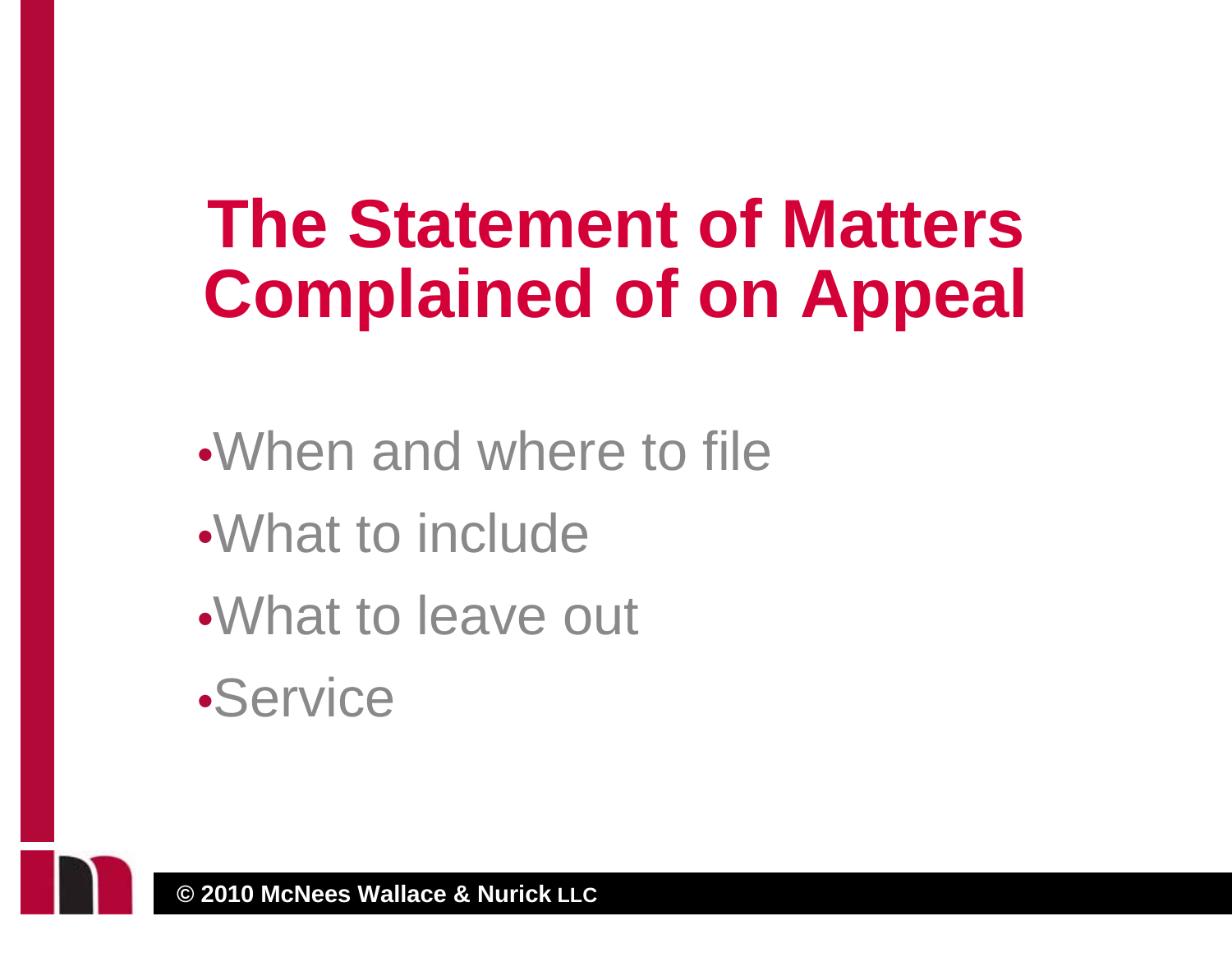# The Statement of Matters Complained of on Appeal

- When and where to file
- What to include
- What to leave out
- Service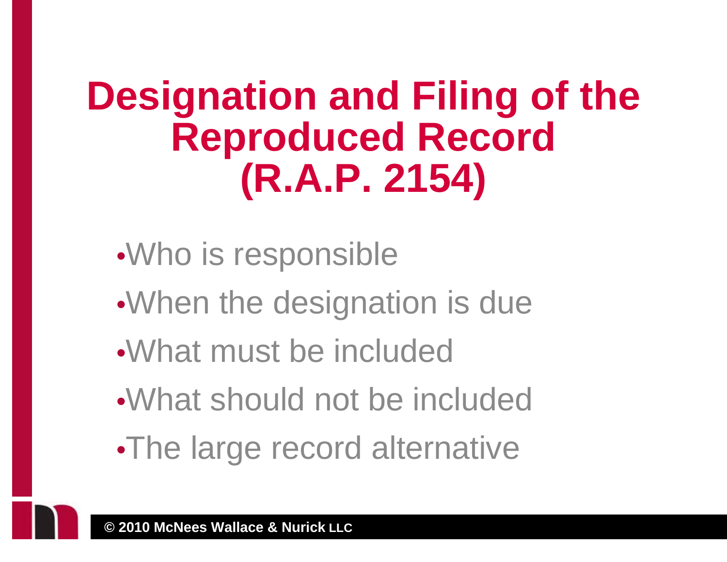# Designation and Filing of the Reproduced Record (R.A.P. 2154)

- Who is responsible
- When the designation is due
- What must be included
- What should not be included
- The large record alternative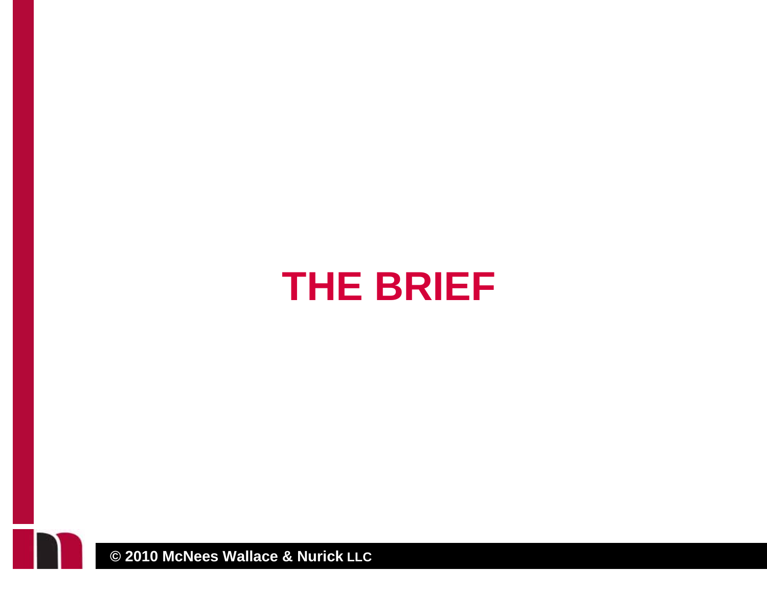# THE BRIEF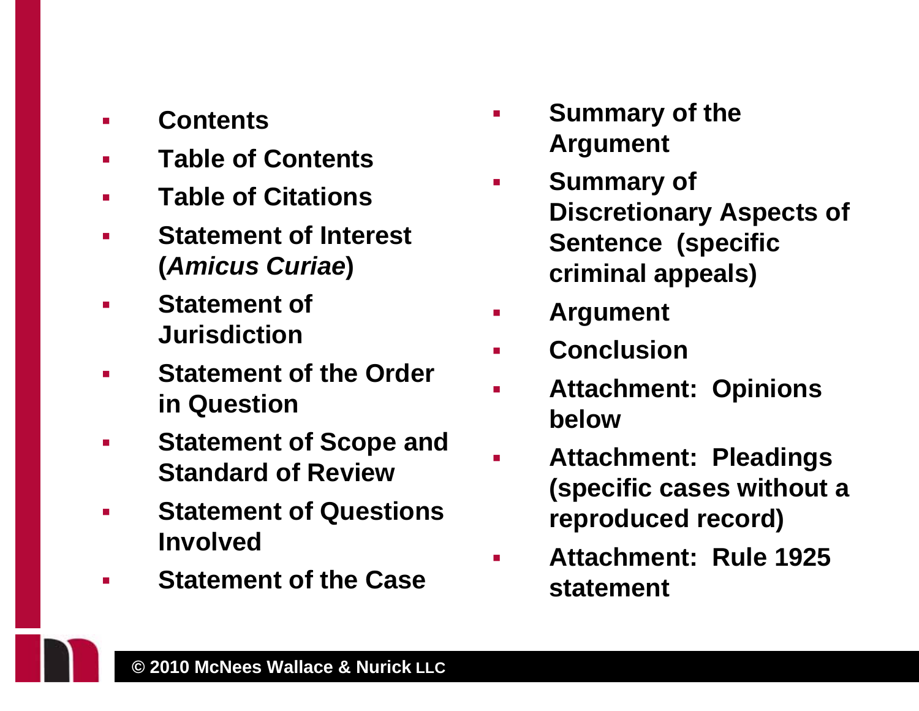- **Contents**
- **Table of Contents**
- **Table of Citations**
- **Statement of Interest (*Amicus Curiae*)**
- **Statement of Jurisdiction**
- **Statement of the Order in Question**
- **Statement of Scope and Standard of Review**
- **Statement of Questions Involved**
- **Statement of the Case**
- **Summary of the Argument**
- **Summary of Discretionary Aspects of Sentence (specific criminal appeals)**
- **Argument**
- **Conclusion**
- **Attachment: Opinions below**
- **Attachment: Pleadings (specific cases without a reproduced record)**
- **Attachment: Rule 1925 statement**

**© 2010 McNees Wallace & Nurick LLC**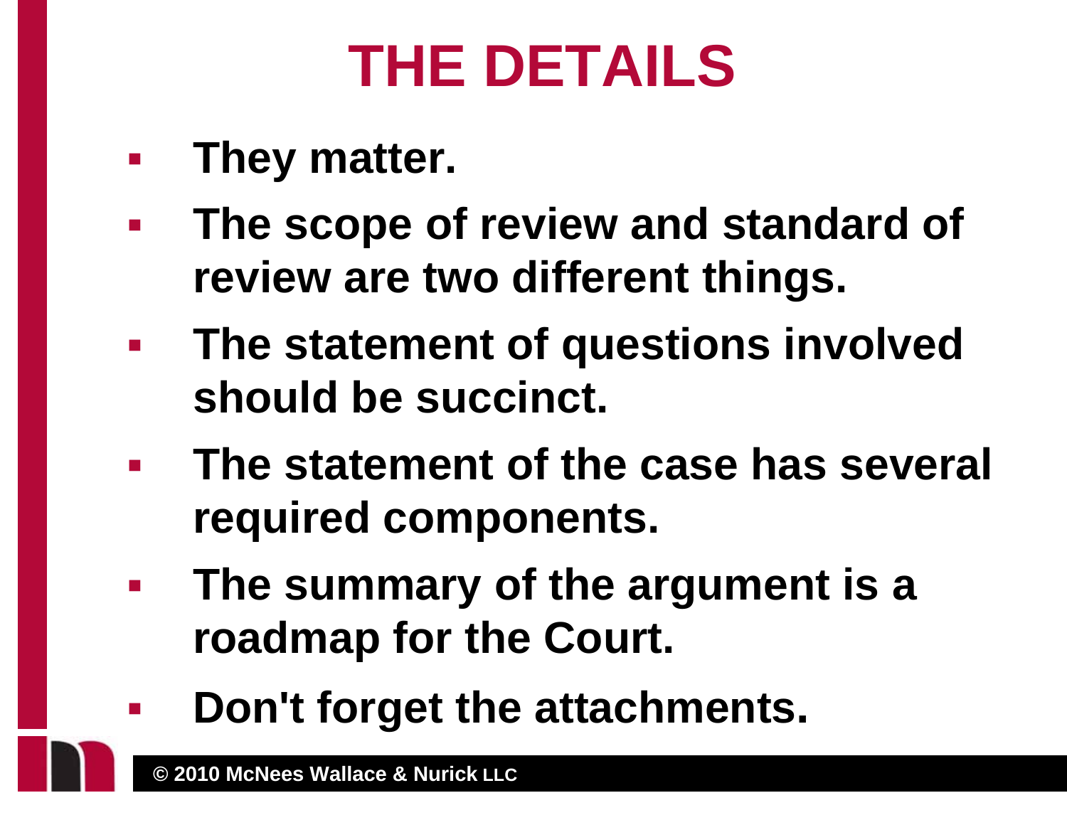# THE DETAILS

- **They matter.**
- **The scope of review and standard of review are two different things.**
- **The statement of questions involved should be succinct.**
- **The statement of the case has several required components.**
- **The summary of the argument is a roadmap for the Court.**
- **Don't forget the attachments.**

© 2010 McNees Wallace & Nurick LLC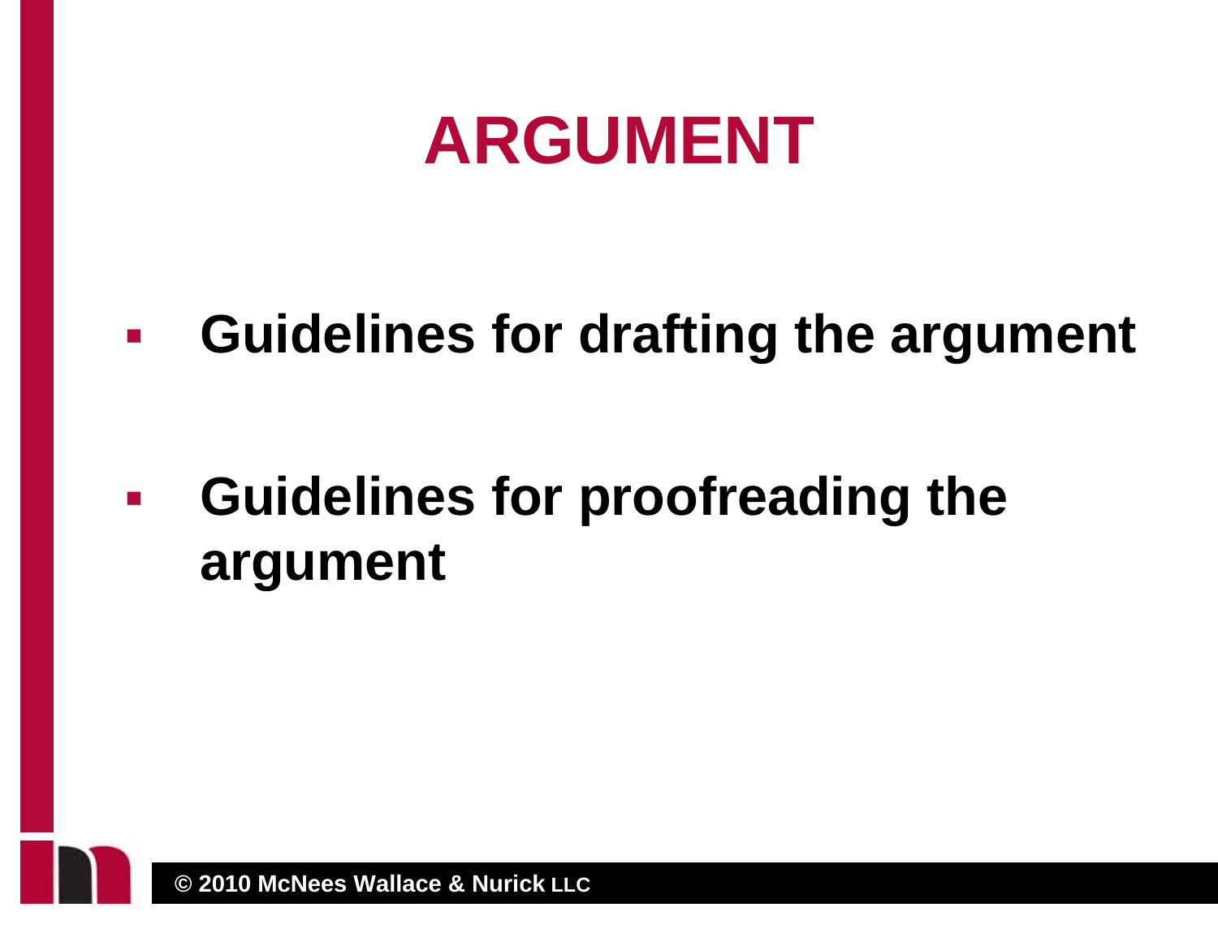# ARGUMENT

- **Guidelines for drafting the argument**
- **Guidelines for proofreading the argument**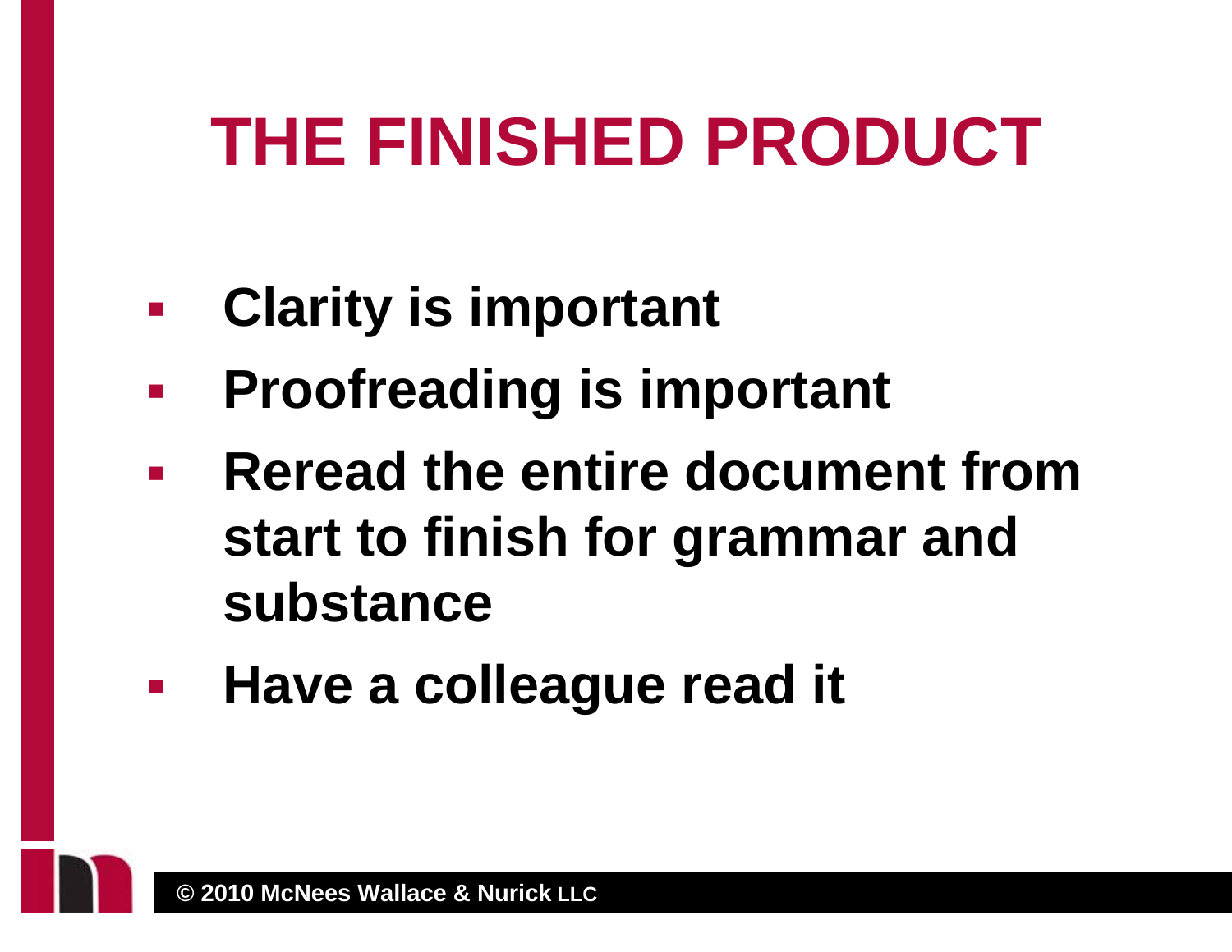# THE FINISHED PRODUCT

- **Clarity is important**
- **Proofreading is important**
- **Reread the entire document from start to finish for grammar and substance**
- **Have a colleague read it**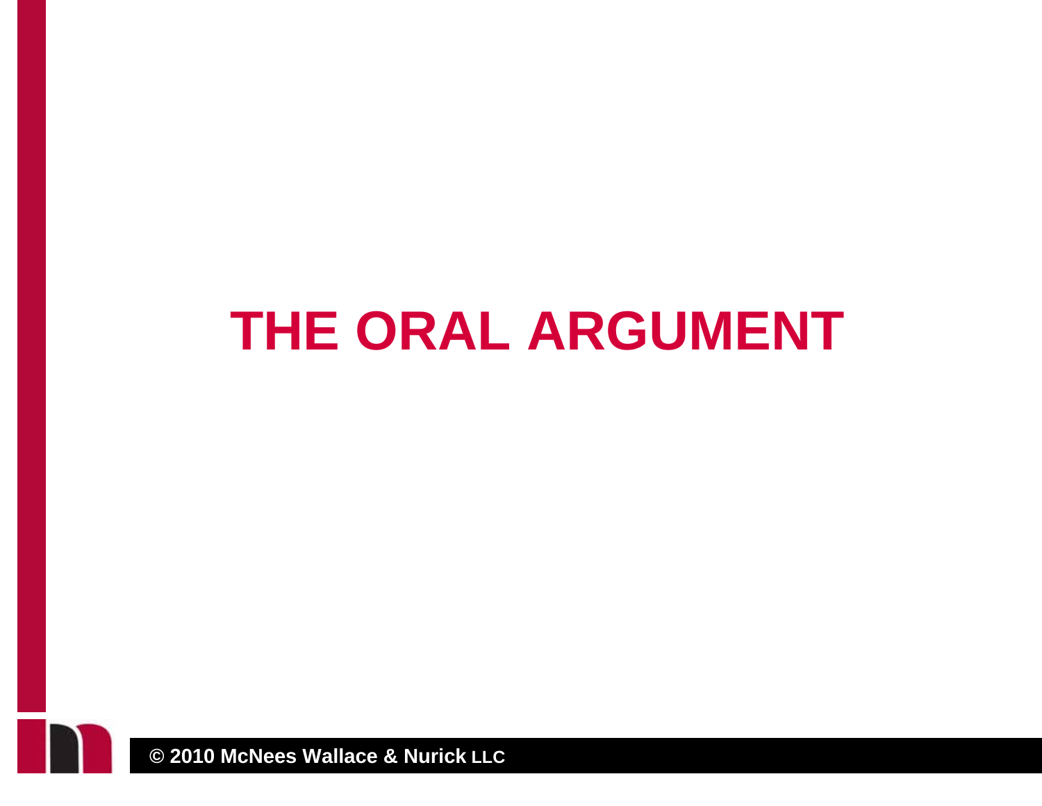# THE ORAL ARGUMENT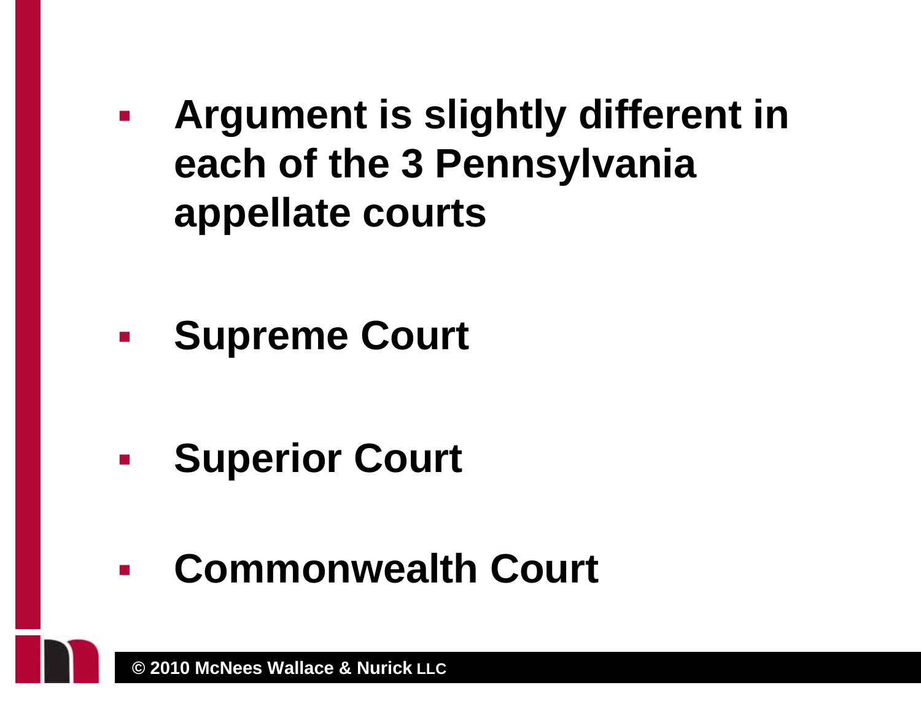- **Argument is slightly different in each of the 3 Pennsylvania appellate courts**

- **Supreme Court**

- **Superior Court**

- **Commonwealth Court**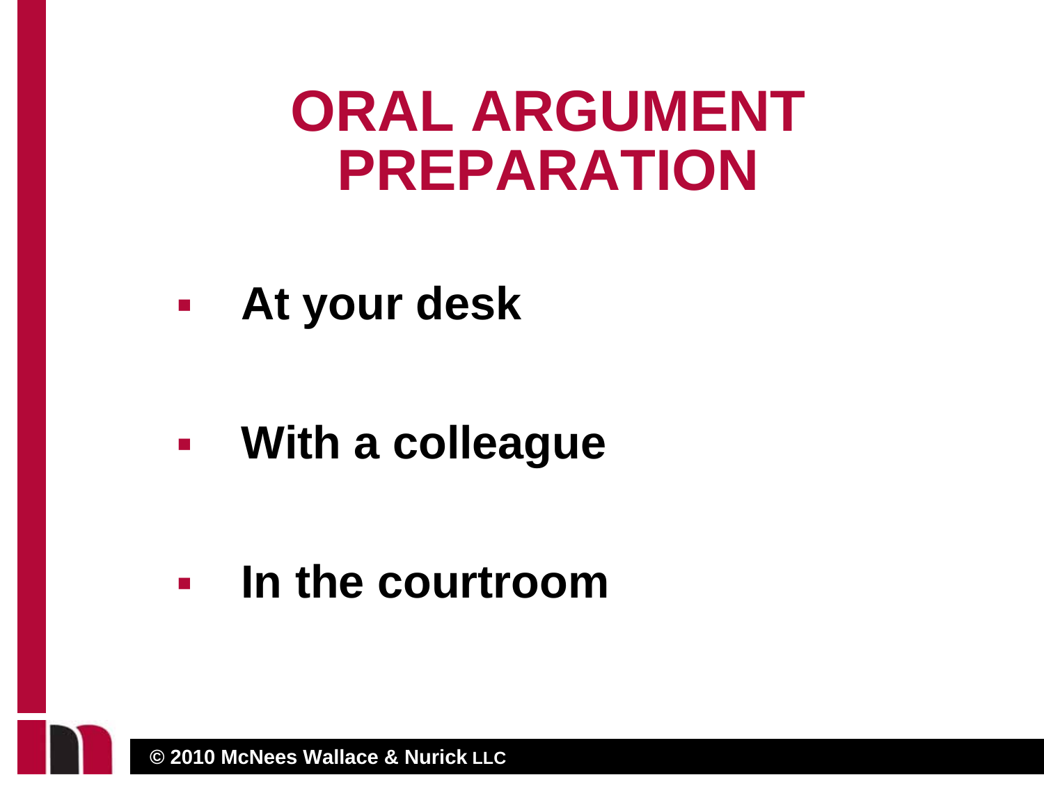# ORAL ARGUMENT PREPARATION

- **At your desk**
- **With a colleague**
- **In the courtroom**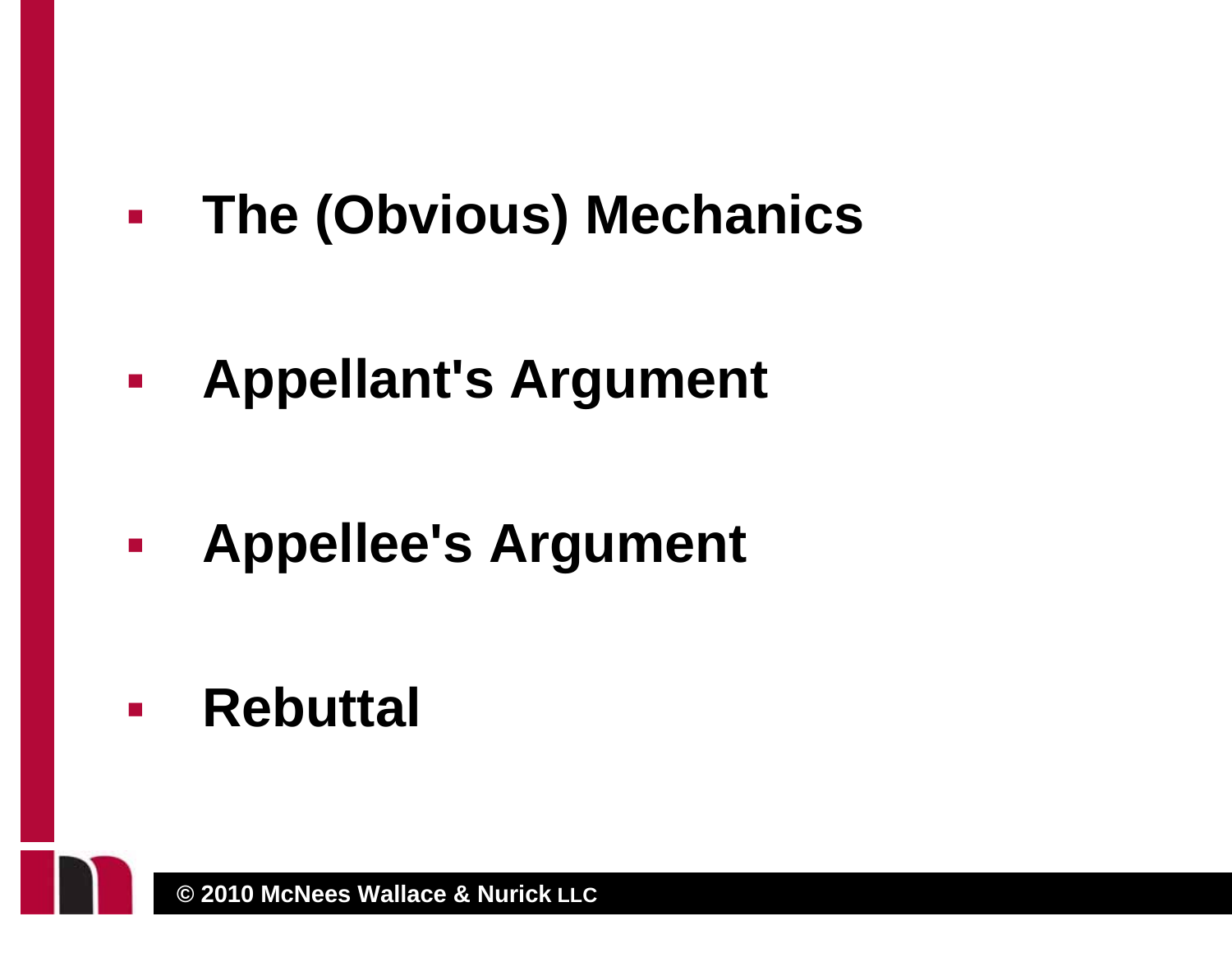- **The (Obvious) Mechanics**
- **Appellant's Argument**
- **Appellee's Argument**
- **Rebuttal**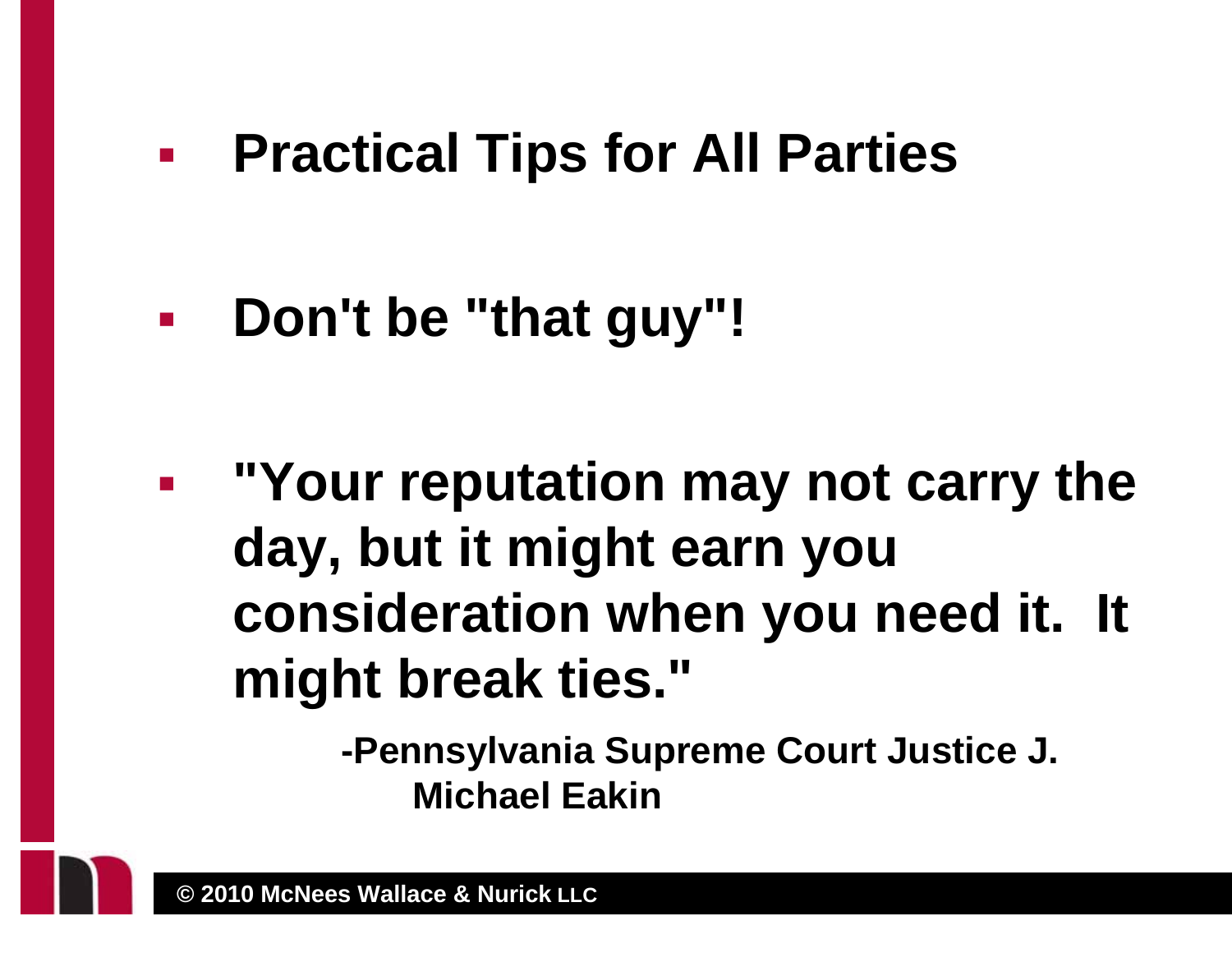- **Practical Tips for All Parties**

- **Don't be "that guy"!**

- **"Your reputation may not carry the day, but it might earn you consideration when you need it. It might break ties."**

  **-Pennsylvania Supreme Court Justice J. Michael Eakin**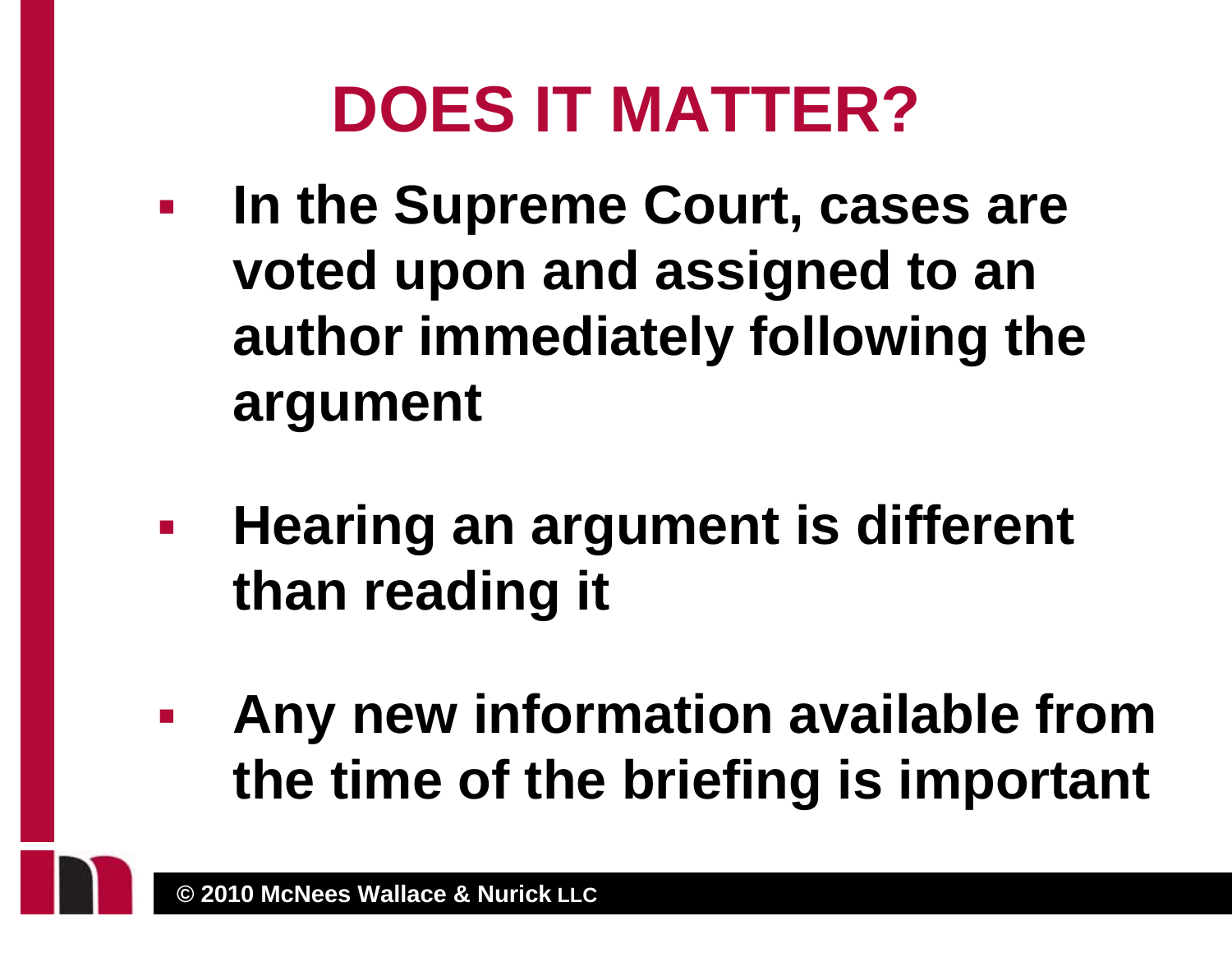# DOES IT MATTER?

- **In the Supreme Court, cases are voted upon and assigned to an author immediately following the argument**

- **Hearing an argument is different than reading it**

- **Any new information available from the time of the briefing is important**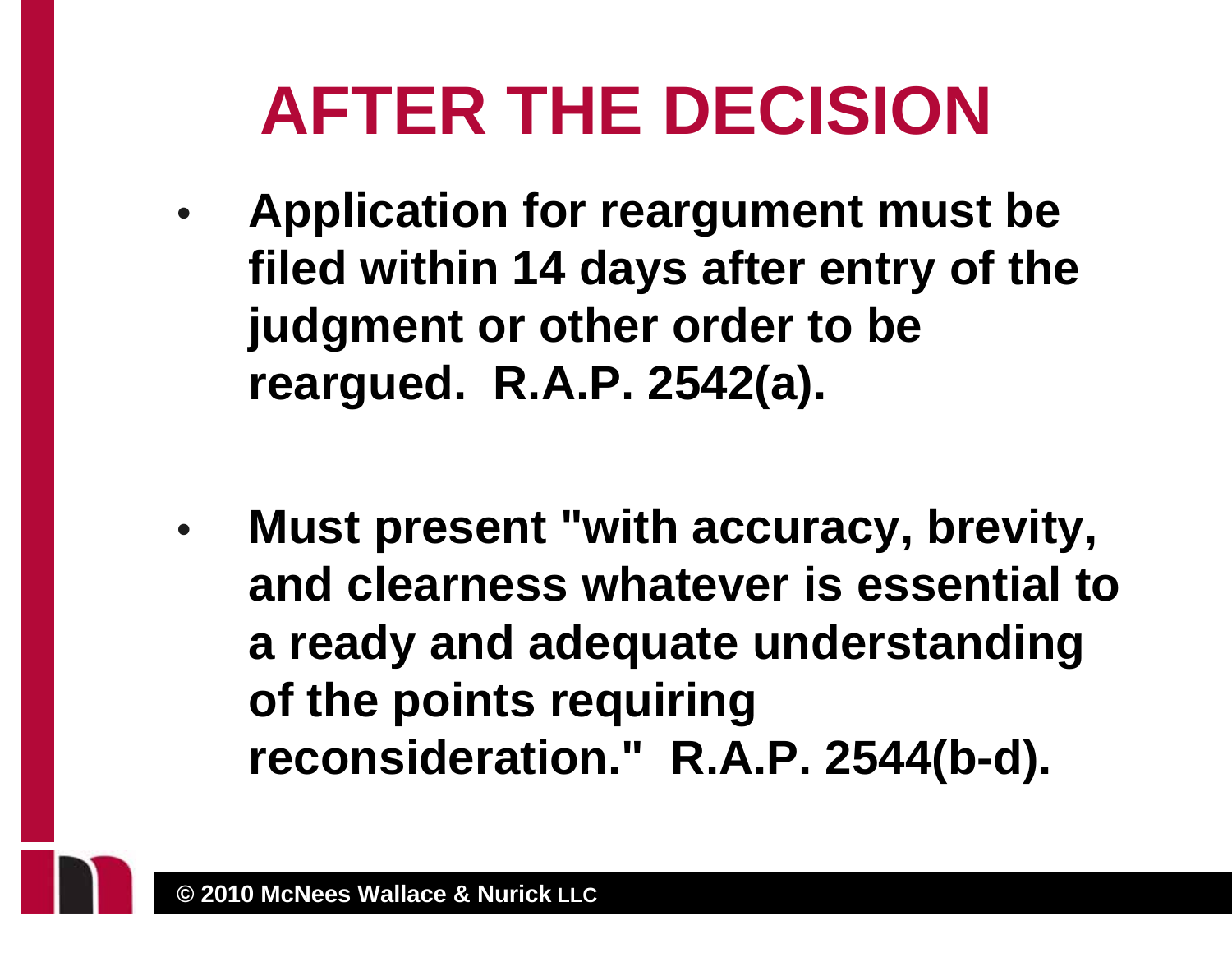# AFTER THE DECISION

- **Application for reargument must be filed within 14 days after entry of the judgment or other order to be reargued. R.A.P. 2542(a).**

- **Must present "with accuracy, brevity, and clearness whatever is essential to a ready and adequate understanding of the points requiring reconsideration." R.A.P. 2544(b-d).**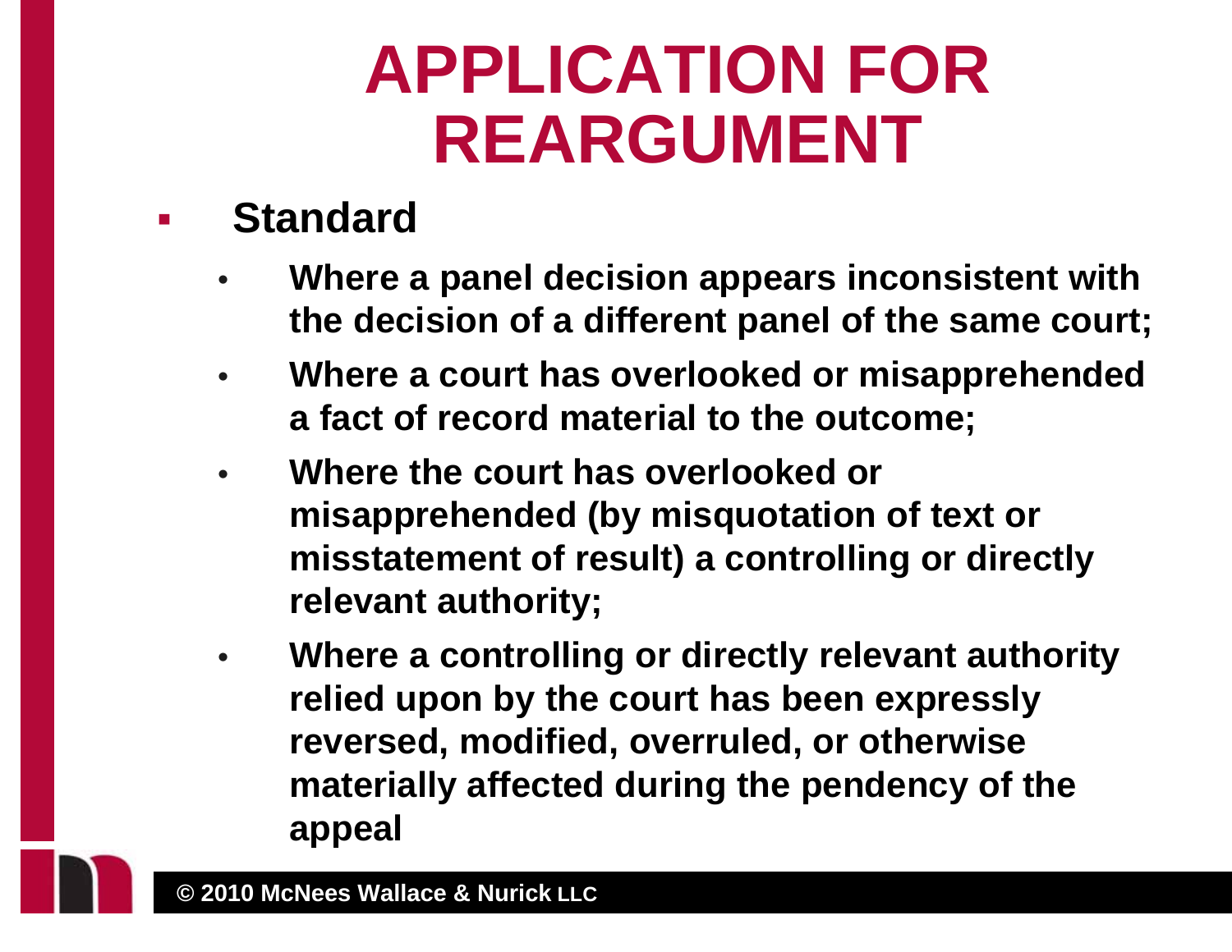# APPLICATION FOR REARGUMENT

- **Standard**
  - **Where a panel decision appears inconsistent with the decision of a different panel of the same court;**
  - **Where a court has overlooked or misapprehended a fact of record material to the outcome;**
  - **Where the court has overlooked or misapprehended (by misquotation of text or misstatement of result) a controlling or directly relevant authority;**
  - **Where a controlling or directly relevant authority relied upon by the court has been expressly reversed, modified, overruled, or otherwise materially affected during the pendency of the appeal**

© 2010 McNees Wallace & Nurick LLC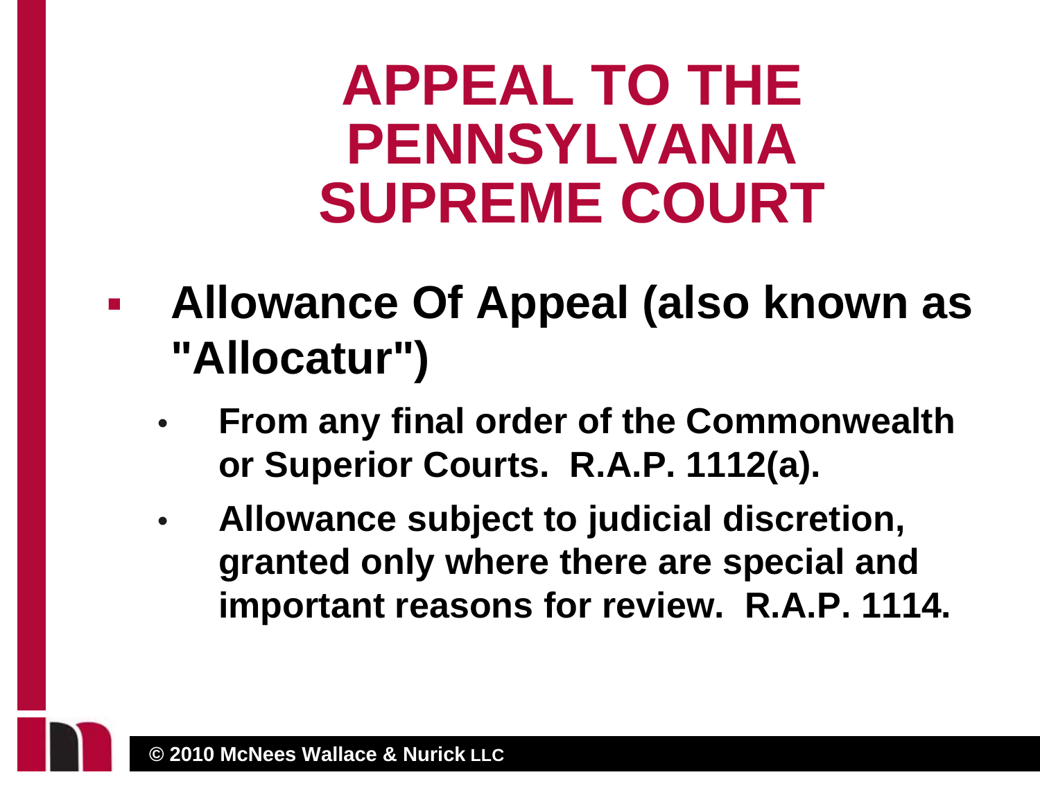# APPEAL TO THE PENNSYLVANIA SUPREME COURT

- **Allowance Of Appeal (also known as "Allocatur")**
  - **From any final order of the Commonwealth or Superior Courts. R.A.P. 1112(a).**
  - **Allowance subject to judicial discretion, granted only where there are special and important reasons for review. R.A.P. 1114.**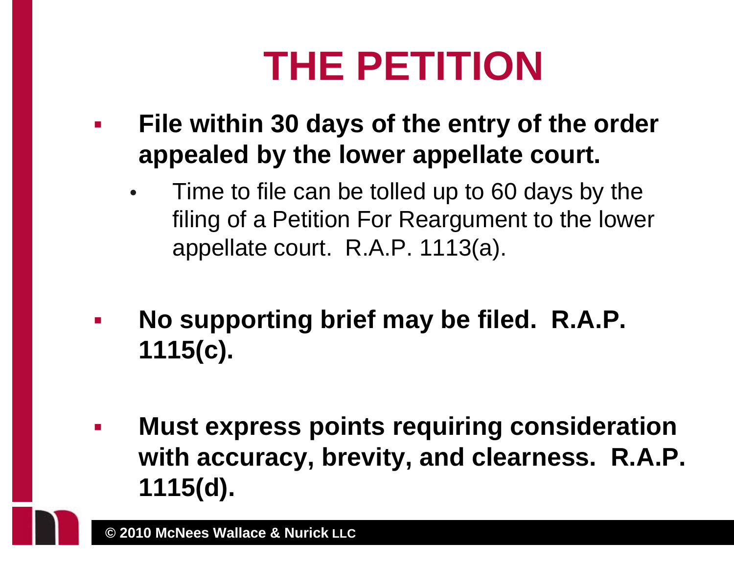# THE PETITION

- **File within 30 days of the entry of the order appealed by the lower appellate court.**
  - Time to file can be tolled up to 60 days by the filing of a Petition For Reargument to the lower appellate court. R.A.P. 1113(a).

- **No supporting brief may be filed. R.A.P. 1115(c).**

- **Must express points requiring consideration with accuracy, brevity, and clearness. R.A.P. 1115(d).**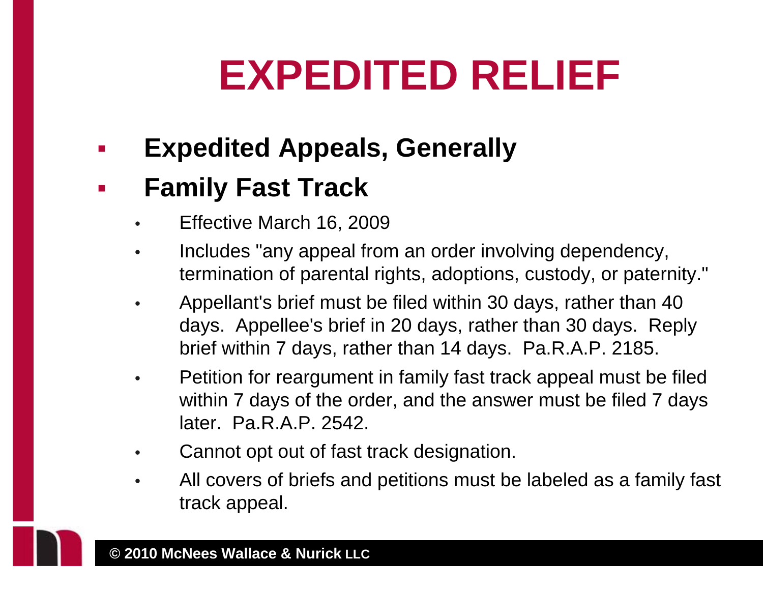# EXPEDITED RELIEF

- **Expedited Appeals, Generally**
- **Family Fast Track**
  - Effective March 16, 2009
  - Includes "any appeal from an order involving dependency, termination of parental rights, adoptions, custody, or paternity."
  - Appellant's brief must be filed within 30 days, rather than 40 days. Appellee's brief in 20 days, rather than 30 days. Reply brief within 7 days, rather than 14 days. Pa.R.A.P. 2185.
  - Petition for reargument in family fast track appeal must be filed within 7 days of the order, and the answer must be filed 7 days later. Pa.R.A.P. 2542.
  - Cannot opt out of fast track designation.
  - All covers of briefs and petitions must be labeled as a family fast track appeal.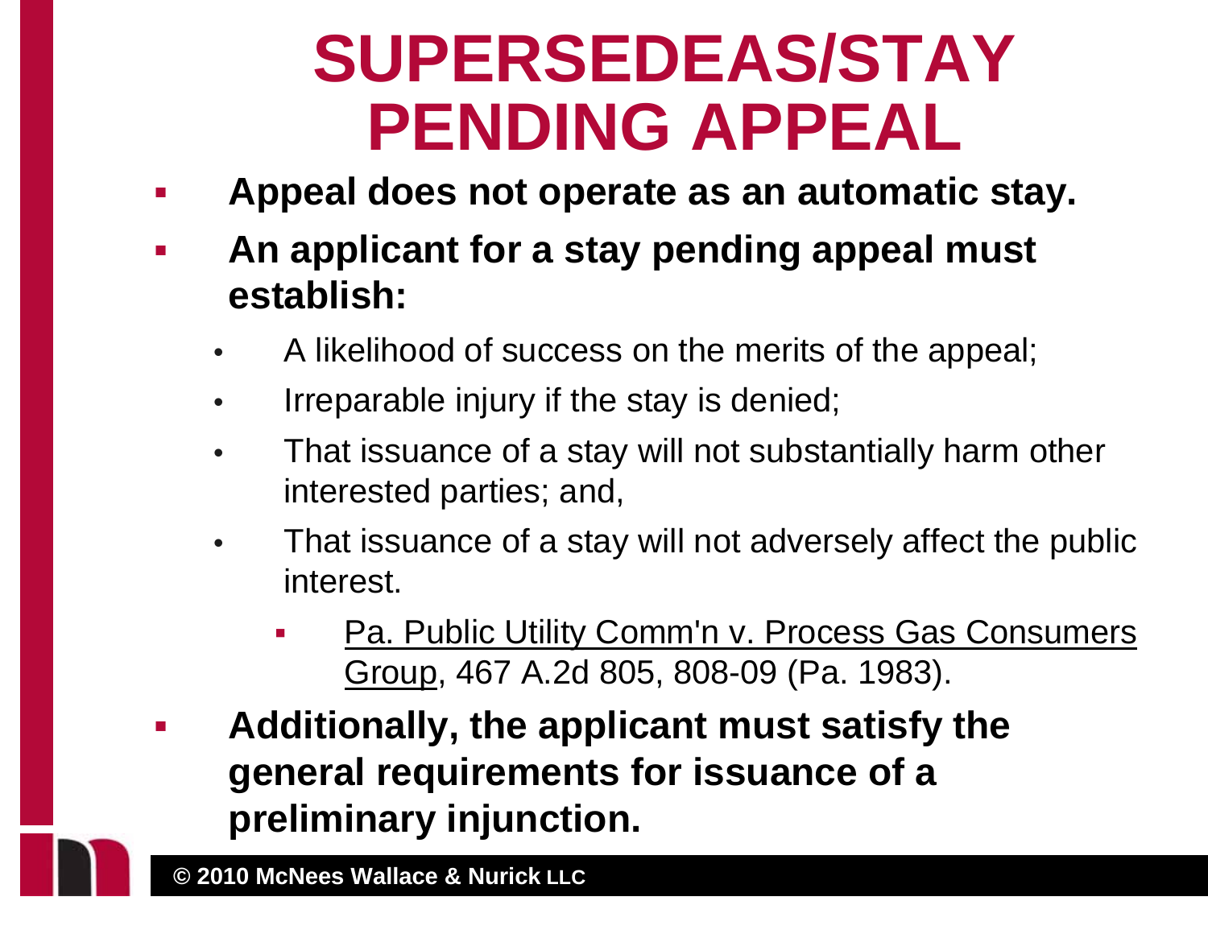# SUPERSEDEAS/STAY PENDING APPEAL

- **Appeal does not operate as an automatic stay.**
- **An applicant for a stay pending appeal must establish:**
  - A likelihood of success on the merits of the appeal;
  - Irreparable injury if the stay is denied;
  - That issuance of a stay will not substantially harm other interested parties; and,
  - That issuance of a stay will not adversely affect the public interest.
    - <u>Pa. Public Utility Comm'n v. Process Gas Consumers Group</u>, 467 A.2d 805, 808-09 (Pa. 1983).
- **Additionally, the applicant must satisfy the general requirements for issuance of a preliminary injunction.**

© 2010 McNees Wallace & Nurick LLC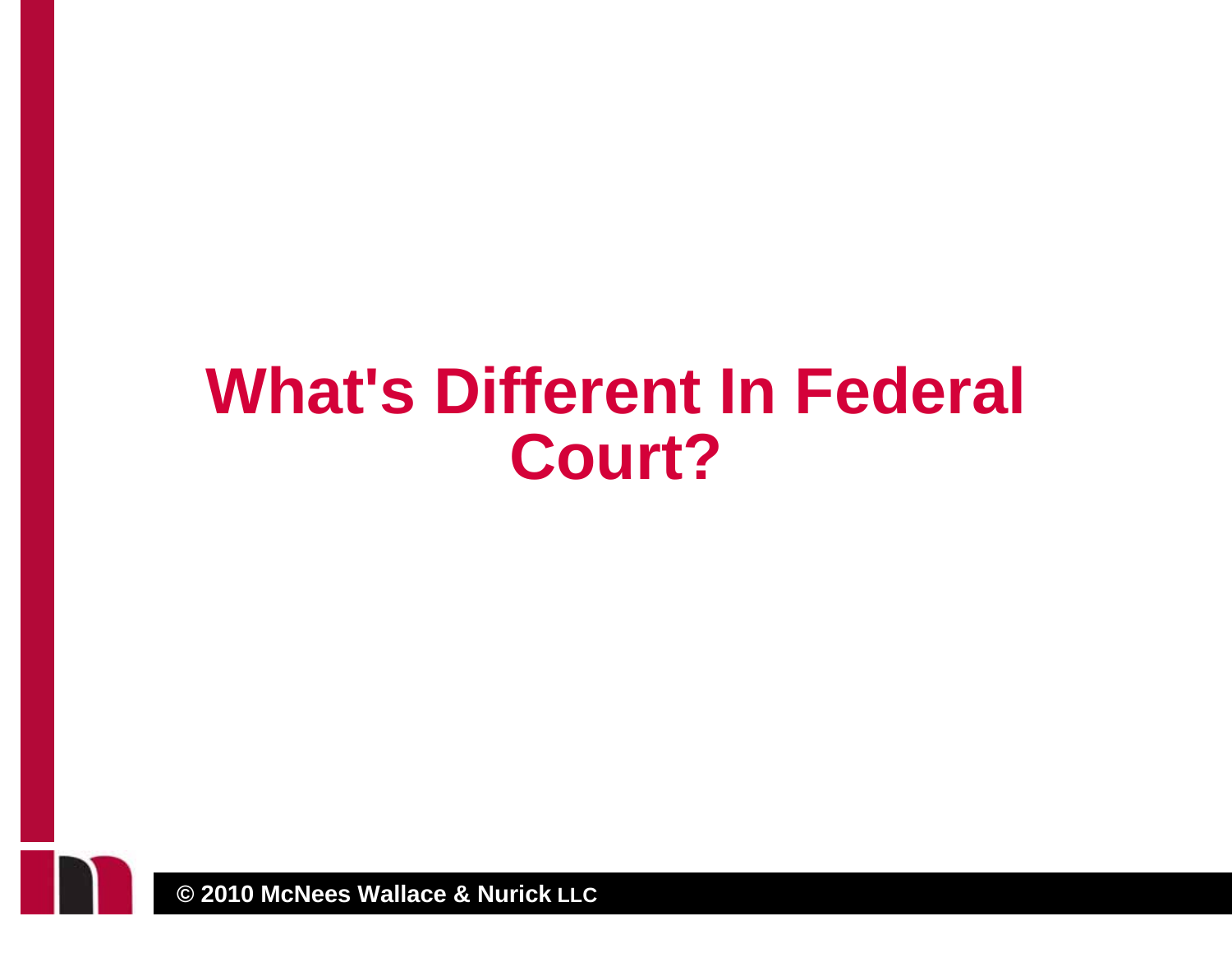# What's Different In Federal Court?